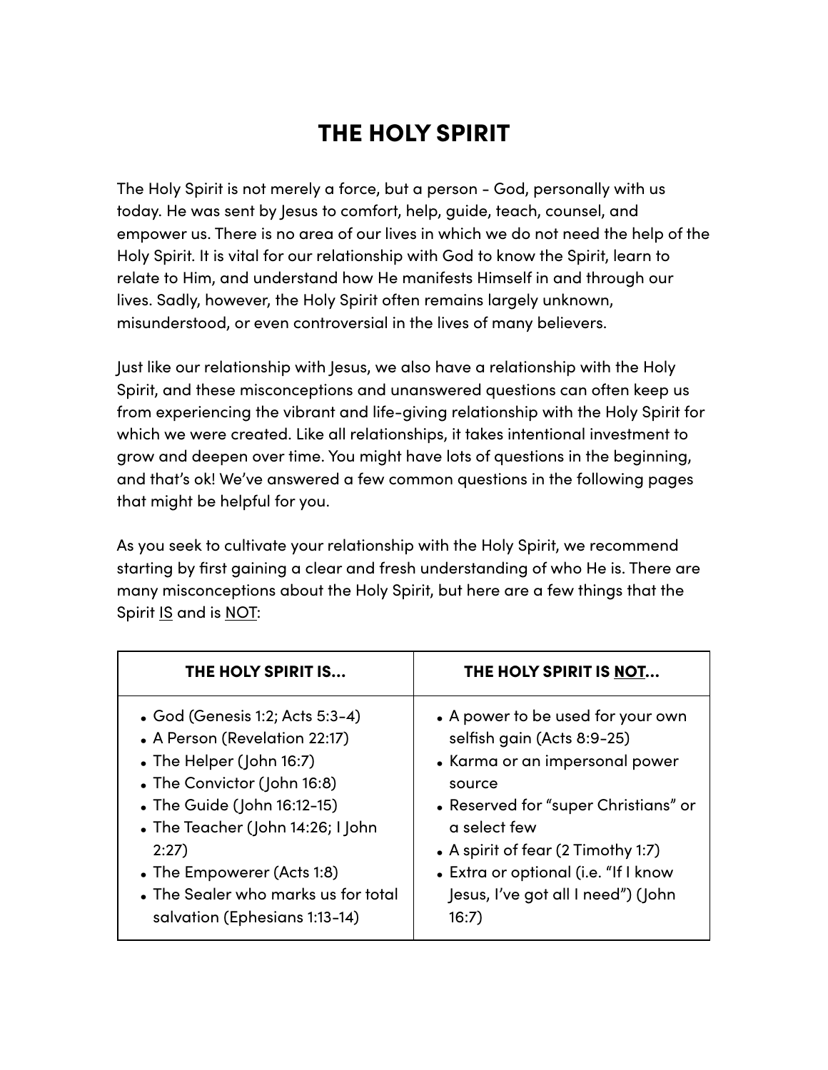# THE HOLY SPIRIT

The Holy Spirit is not merely a force, but a person - God, personally with us today. He was sent by Jesus to comfort, help, guide, teach, counsel, and empower us. There is no area of our lives in which we do not need the help of the Holy Spirit. It is vital for our relationship with God to know the Spirit, learn to relate to Him, and understand how He manifests Himself in and through our lives. Sadly, however, the Holy Spirit often remains largely unknown, misunderstood, or even controversial in the lives of many believers.

Just like our relationship with Jesus, we also have a relationship with the Holy Spirit, and these misconceptions and unanswered questions can often keep us from experiencing the vibrant and life-giving relationship with the Holy Spirit for which we were created. Like all relationships, it takes intentional investment to grow and deepen over time. You might have lots of questions in the beginning, and that's ok! We've answered a few common questions in the following pages that might be helpful for you.

As you seek to cultivate your relationship with the Holy Spirit, we recommend starting by first gaining a clear and fresh understanding of who He is. There are many misconceptions about the Holy Spirit, but here are a few things that the Spirit <u>IS</u> and is <u>NOT</u>:

| **THE HOLY SPIRIT IS...** | **THE HOLY SPIRIT IS <u>NOT</u>...** |
|---|---|
| • God (Genesis 1:2; Acts 5:3-4)<br>• A Person (Revelation 22:17)<br>• The Helper (John 16:7)<br>• The Convictor (John 16:8)<br>• The Guide (John 16:12-15)<br>• The Teacher (John 14:26; I John 2:27)<br>• The Empowerer (Acts 1:8)<br>• The Sealer who marks us for total salvation (Ephesians 1:13-14) | • A power to be used for your own selfish gain (Acts 8:9-25)<br>• Karma or an impersonal power source<br>• Reserved for "super Christians" or a select few<br>• A spirit of fear (2 Timothy 1:7)<br>• Extra or optional (i.e. "If I know Jesus, I've got all I need") (John 16:7) |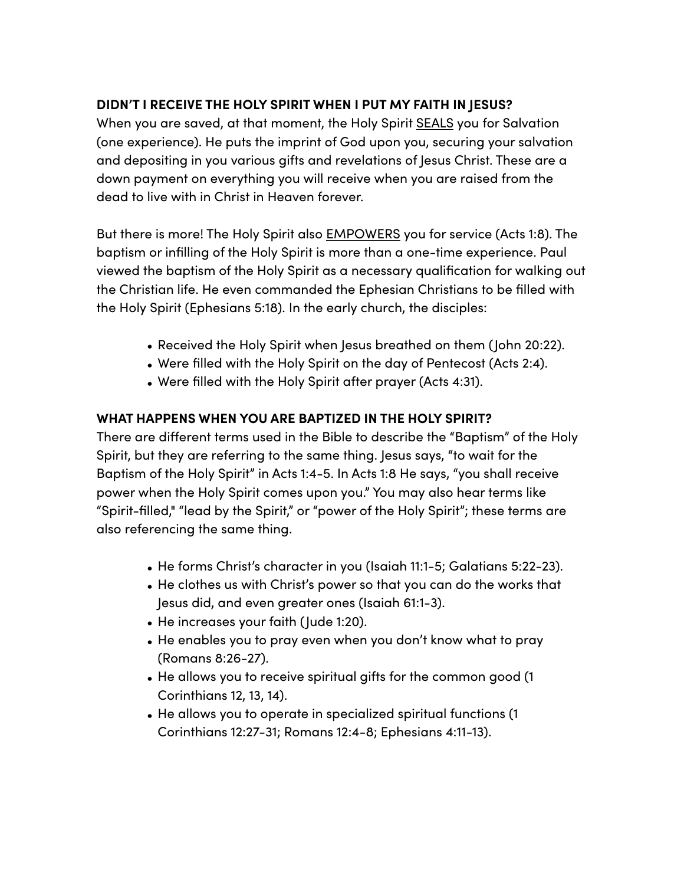**DIDN'T I RECEIVE THE HOLY SPIRIT WHEN I PUT MY FAITH IN JESUS?**

When you are saved, at that moment, the Holy Spirit SEALS you for Salvation (one experience). He puts the imprint of God upon you, securing your salvation and depositing in you various gifts and revelations of Jesus Christ. These are a down payment on everything you will receive when you are raised from the dead to live with in Christ in Heaven forever.

But there is more! The Holy Spirit also EMPOWERS you for service (Acts 1:8). The baptism or infilling of the Holy Spirit is more than a one-time experience. Paul viewed the baptism of the Holy Spirit as a necessary qualification for walking out the Christian life. He even commanded the Ephesian Christians to be filled with the Holy Spirit (Ephesians 5:18). In the early church, the disciples:

- Received the Holy Spirit when Jesus breathed on them (John 20:22).
- Were filled with the Holy Spirit on the day of Pentecost (Acts 2:4).
- Were filled with the Holy Spirit after prayer (Acts 4:31).

**WHAT HAPPENS WHEN YOU ARE BAPTIZED IN THE HOLY SPIRIT?**

There are different terms used in the Bible to describe the "Baptism" of the Holy Spirit, but they are referring to the same thing. Jesus says, "to wait for the Baptism of the Holy Spirit" in Acts 1:4-5. In Acts 1:8 He says, "you shall receive power when the Holy Spirit comes upon you." You may also hear terms like "Spirit-filled," "lead by the Spirit," or "power of the Holy Spirit"; these terms are also referencing the same thing.

- He forms Christ's character in you (Isaiah 11:1-5; Galatians 5:22-23).
- He clothes us with Christ's power so that you can do the works that Jesus did, and even greater ones (Isaiah 61:1-3).
- He increases your faith (Jude 1:20).
- He enables you to pray even when you don't know what to pray (Romans 8:26-27).
- He allows you to receive spiritual gifts for the common good (1 Corinthians 12, 13, 14).
- He allows you to operate in specialized spiritual functions (1 Corinthians 12:27-31; Romans 12:4-8; Ephesians 4:11-13).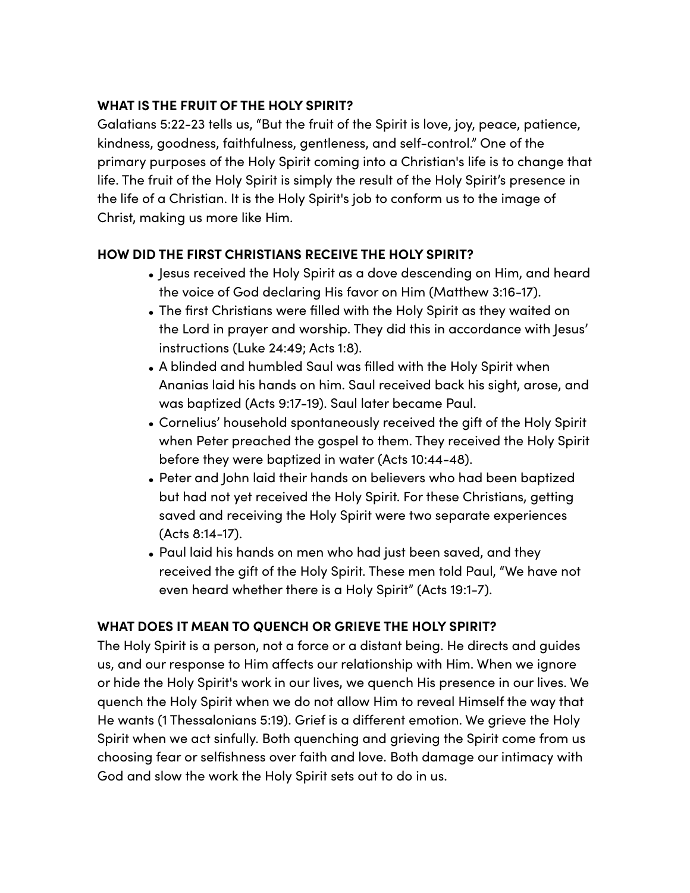## WHAT IS THE FRUIT OF THE HOLY SPIRIT?

Galatians 5:22-23 tells us, "But the fruit of the Spirit is love, joy, peace, patience, kindness, goodness, faithfulness, gentleness, and self-control." One of the primary purposes of the Holy Spirit coming into a Christian's life is to change that life. The fruit of the Holy Spirit is simply the result of the Holy Spirit's presence in the life of a Christian. It is the Holy Spirit's job to conform us to the image of Christ, making us more like Him.

## HOW DID THE FIRST CHRISTIANS RECEIVE THE HOLY SPIRIT?

- Jesus received the Holy Spirit as a dove descending on Him, and heard the voice of God declaring His favor on Him (Matthew 3:16-17).
- The first Christians were filled with the Holy Spirit as they waited on the Lord in prayer and worship. They did this in accordance with Jesus' instructions (Luke 24:49; Acts 1:8).
- A blinded and humbled Saul was filled with the Holy Spirit when Ananias laid his hands on him. Saul received back his sight, arose, and was baptized (Acts 9:17-19). Saul later became Paul.
- Cornelius' household spontaneously received the gift of the Holy Spirit when Peter preached the gospel to them. They received the Holy Spirit before they were baptized in water (Acts 10:44-48).
- Peter and John laid their hands on believers who had been baptized but had not yet received the Holy Spirit. For these Christians, getting saved and receiving the Holy Spirit were two separate experiences (Acts 8:14-17).
- Paul laid his hands on men who had just been saved, and they received the gift of the Holy Spirit. These men told Paul, "We have not even heard whether there is a Holy Spirit" (Acts 19:1-7).

## WHAT DOES IT MEAN TO QUENCH OR GRIEVE THE HOLY SPIRIT?

The Holy Spirit is a person, not a force or a distant being. He directs and guides us, and our response to Him affects our relationship with Him. When we ignore or hide the Holy Spirit's work in our lives, we quench His presence in our lives. We quench the Holy Spirit when we do not allow Him to reveal Himself the way that He wants (1 Thessalonians 5:19). Grief is a different emotion. We grieve the Holy Spirit when we act sinfully. Both quenching and grieving the Spirit come from us choosing fear or selfishness over faith and love. Both damage our intimacy with God and slow the work the Holy Spirit sets out to do in us.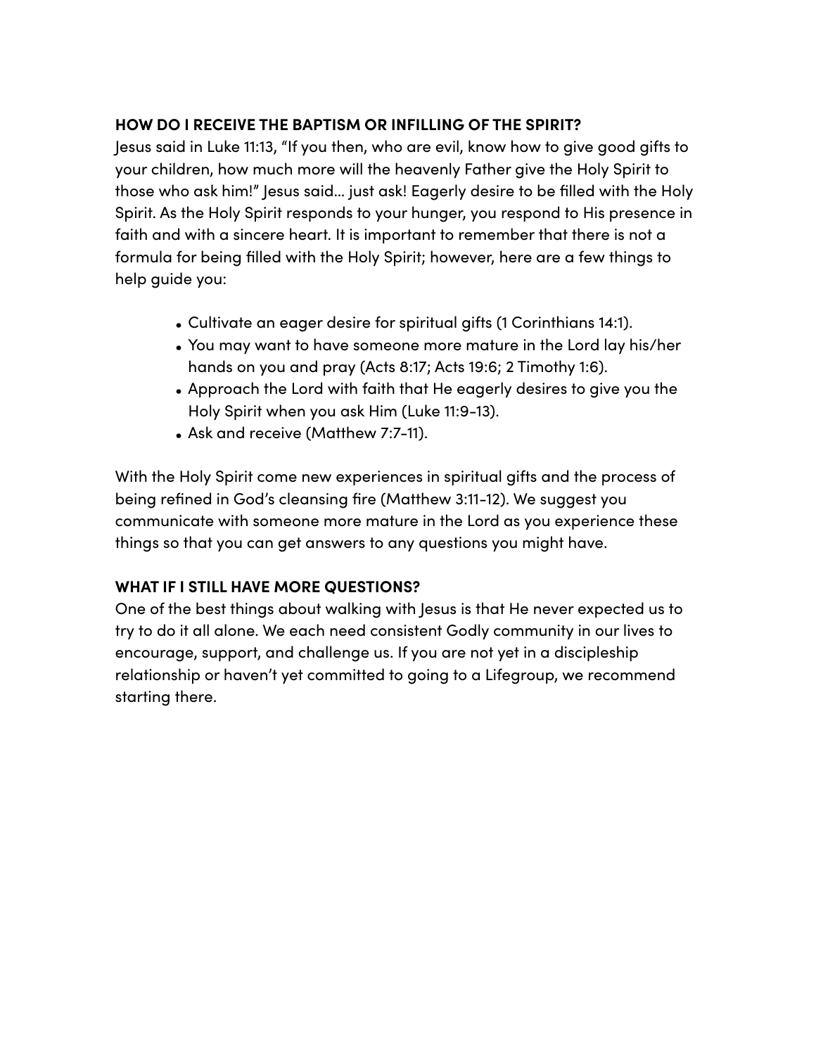**HOW DO I RECEIVE THE BAPTISM OR INFILLING OF THE SPIRIT?**

Jesus said in Luke 11:13, "If you then, who are evil, know how to give good gifts to your children, how much more will the heavenly Father give the Holy Spirit to those who ask him!" Jesus said… just ask! Eagerly desire to be filled with the Holy Spirit. As the Holy Spirit responds to your hunger, you respond to His presence in faith and with a sincere heart. It is important to remember that there is not a formula for being filled with the Holy Spirit; however, here are a few things to help guide you:

- Cultivate an eager desire for spiritual gifts (1 Corinthians 14:1).
- You may want to have someone more mature in the Lord lay his/her hands on you and pray (Acts 8:17; Acts 19:6; 2 Timothy 1:6).
- Approach the Lord with faith that He eagerly desires to give you the Holy Spirit when you ask Him (Luke 11:9-13).
- Ask and receive (Matthew 7:7-11).

With the Holy Spirit come new experiences in spiritual gifts and the process of being refined in God's cleansing fire (Matthew 3:11-12). We suggest you communicate with someone more mature in the Lord as you experience these things so that you can get answers to any questions you might have.

**WHAT IF I STILL HAVE MORE QUESTIONS?**

One of the best things about walking with Jesus is that He never expected us to try to do it all alone. We each need consistent Godly community in our lives to encourage, support, and challenge us. If you are not yet in a discipleship relationship or haven't yet committed to going to a Lifegroup, we recommend starting there.